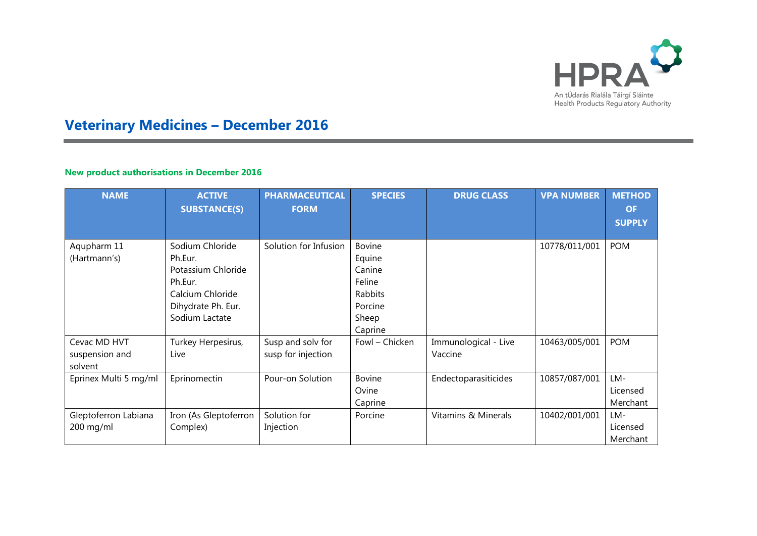# Veterinary Medicines – December 2016

## New product authorisations in December 2016

| NAME | ACTIVE SUBSTANCE(S) | PHARMACEUTICAL FORM | SPECIES | DRUG CLASS | VPA NUMBER | METHOD OF SUPPLY |
|---|---|---|---|---|---|---|
| Aqupharm 11 (Hartmann's) | Sodium Chloride Ph.Eur. Potassium Chloride Ph.Eur. Calcium Chloride Dihydrate Ph. Eur. Sodium Lactate | Solution for Infusion | Bovine Equine Canine Feline Rabbits Porcine Sheep Caprine | | 10778/011/001 | POM |
| Cevac MD HVT suspension and solvent | Turkey Herpesirus, Live | Susp and solv for susp for injection | Fowl – Chicken | Immunological - Live Vaccine | 10463/005/001 | POM |
| Eprinex Multi 5 mg/ml | Eprinomectin | Pour-on Solution | Bovine Ovine Caprine | Endectoparasiticides | 10857/087/001 | LM-Licensed Merchant |
| Gleptoferron Labiana 200 mg/ml | Iron (As Gleptoferron Complex) | Solution for Injection | Porcine | Vitamins & Minerals | 10402/001/001 | LM-Licensed Merchant |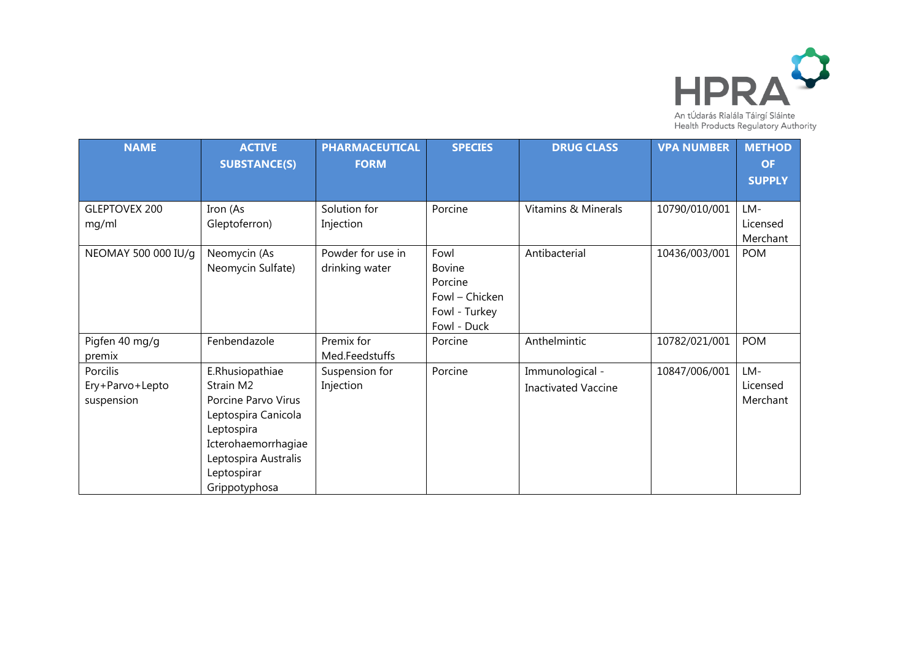| NAME | ACTIVE SUBSTANCE(S) | PHARMACEUTICAL FORM | SPECIES | DRUG CLASS | VPA NUMBER | METHOD OF SUPPLY |
|---|---|---|---|---|---|---|
| GLEPTOVEX 200 mg/ml | Iron (As Gleptoferron) | Solution for Injection | Porcine | Vitamins & Minerals | 10790/010/001 | LM-Licensed Merchant |
| NEOMAY 500 000 IU/g | Neomycin (As Neomycin Sulfate) | Powder for use in drinking water | Fowl<br>Bovine<br>Porcine<br>Fowl – Chicken<br>Fowl - Turkey<br>Fowl - Duck | Antibacterial | 10436/003/001 | POM |
| Pigfen 40 mg/g premix | Fenbendazole | Premix for Med.Feedstuffs | Porcine | Anthelmintic | 10782/021/001 | POM |
| Porcilis Ery+Parvo+Lepto suspension | E.Rhusiopathiae Strain M2<br>Porcine Parvo Virus<br>Leptospira Canicola<br>Leptospira Icterohaemorrhagiae<br>Leptospira Australis<br>Leptospirar Grippotyphosa | Suspension for Injection | Porcine | Immunological - Inactivated Vaccine | 10847/006/001 | LM-Licensed Merchant |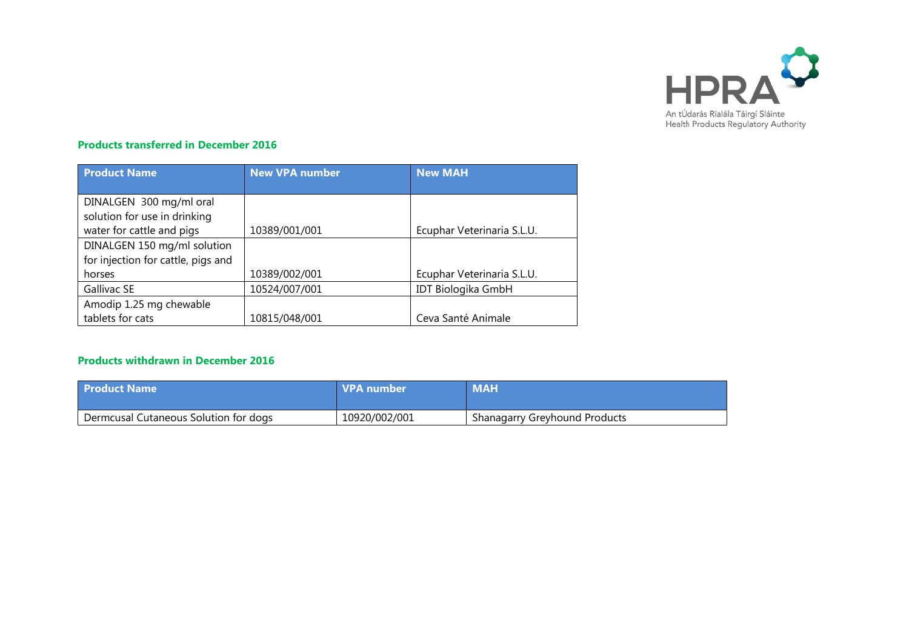## Products transferred in December 2016

| Product Name | New VPA number | New MAH |
|---|---|---|
| DINALGEN 300 mg/ml oral solution for use in drinking water for cattle and pigs | 10389/001/001 | Ecuphar Veterinaria S.L.U. |
| DINALGEN 150 mg/ml solution for injection for cattle, pigs and horses | 10389/002/001 | Ecuphar Veterinaria S.L.U. |
| Gallivac SE | 10524/007/001 | IDT Biologika GmbH |
| Amodip 1.25 mg chewable tablets for cats | 10815/048/001 | Ceva Santé Animale |

## Products withdrawn in December 2016

| Product Name | VPA number | MAH |
|---|---|---|
| Dermcusal Cutaneous Solution for dogs | 10920/002/001 | Shanagarry Greyhound Products |